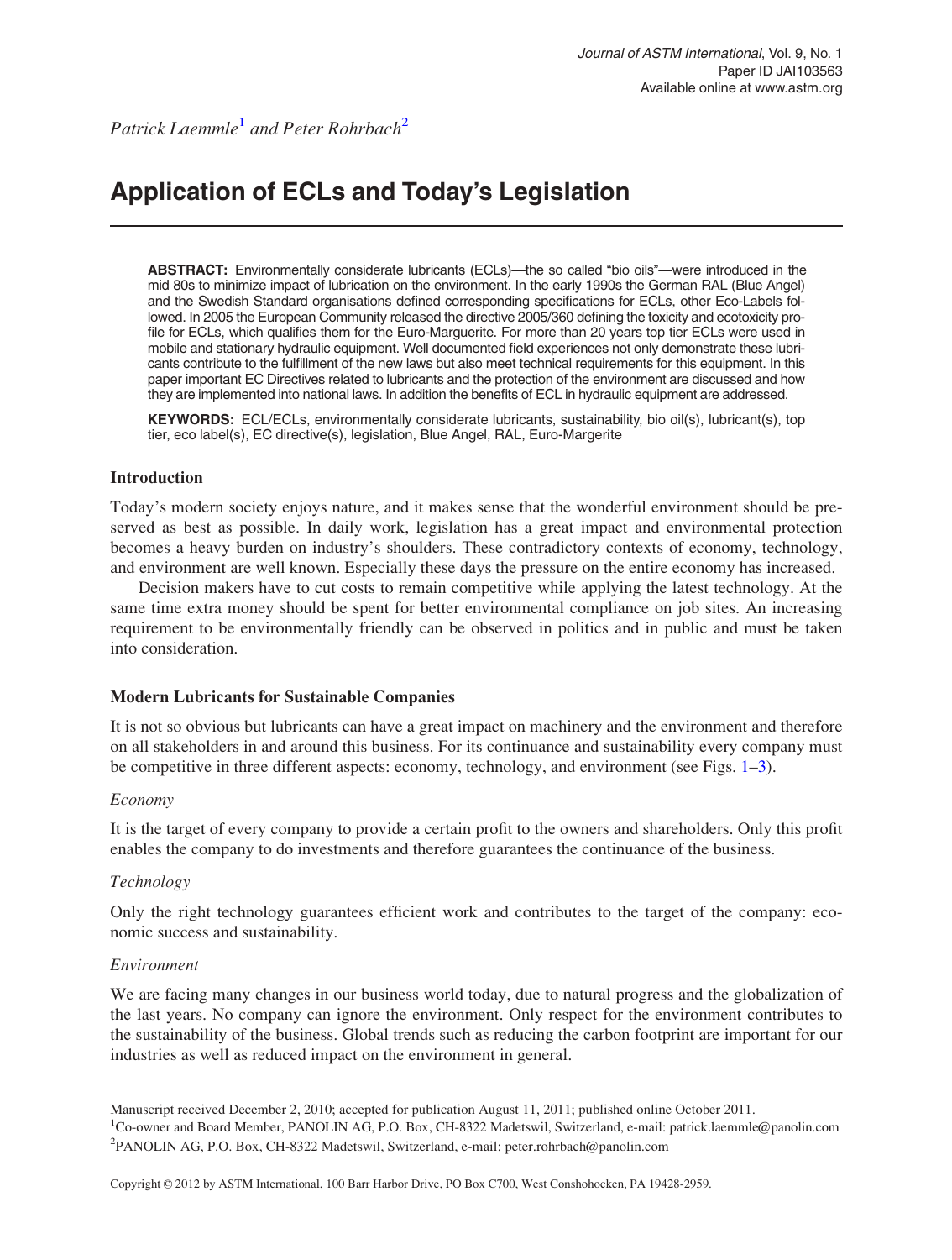Patrick Laemmle[1] and Peter Rohrbach[2]

# Application of ECLs and Today's Legislation

**ABSTRACT:** Environmentally considerate lubricants (ECLs)—the so called "bio oils"—were introduced in the mid 80s to minimize impact of lubrication on the environment. In the early 1990s the German RAL (Blue Angel) and the Swedish Standard organisations defined corresponding specifications for ECLs, other Eco-Labels followed. In 2005 the European Community released the directive 2005/360 defining the toxicity and ecotoxicity profile for ECLs, which qualifies them for the Euro-Marguerite. For more than 20 years top tier ECLs were used in mobile and stationary hydraulic equipment. Well documented field experiences not only demonstrate these lubricants contribute to the fulfillment of the new laws but also meet technical requirements for this equipment. In this paper important EC Directives related to lubricants and the protection of the environment are discussed and how they are implemented into national laws. In addition the benefits of ECL in hydraulic equipment are addressed.

**KEYWORDS:** ECL/ECLs, environmentally considerate lubricants, sustainability, bio oil(s), lubricant(s), top tier, eco label(s), EC directive(s), legislation, Blue Angel, RAL, Euro-Margerite

## Introduction

Today's modern society enjoys nature, and it makes sense that the wonderful environment should be preserved as best as possible. In daily work, legislation has a great impact and environmental protection becomes a heavy burden on industry's shoulders. These contradictory contexts of economy, technology, and environment are well known. Especially these days the pressure on the entire economy has increased.

Decision makers have to cut costs to remain competitive while applying the latest technology. At the same time extra money should be spent for better environmental compliance on job sites. An increasing requirement to be environmentally friendly can be observed in politics and in public and must be taken into consideration.

## Modern Lubricants for Sustainable Companies

It is not so obvious but lubricants can have a great impact on machinery and the environment and therefore on all stakeholders in and around this business. For its continuance and sustainability every company must be competitive in three different aspects: economy, technology, and environment (see Figs. 1–3).

### *Economy*

It is the target of every company to provide a certain profit to the owners and shareholders. Only this profit enables the company to do investments and therefore guarantees the continuance of the business.

### *Technology*

Only the right technology guarantees efficient work and contributes to the target of the company: economic success and sustainability.

### *Environment*

We are facing many changes in our business world today, due to natural progress and the globalization of the last years. No company can ignore the environment. Only respect for the environment contributes to the sustainability of the business. Global trends such as reducing the carbon footprint are important for our industries as well as reduced impact on the environment in general.

---

Manuscript received December 2, 2010; accepted for publication August 11, 2011; published online October 2011.

[1]Co-owner and Board Member, PANOLIN AG, P.O. Box, CH-8322 Madetswil, Switzerland, e-mail: patrick.laemmle@panolin.com

[2]PANOLIN AG, P.O. Box, CH-8322 Madetswil, Switzerland, e-mail: peter.rohrbach@panolin.com

Copyright © 2012 by ASTM International, 100 Barr Harbor Drive, PO Box C700, West Conshohocken, PA 19428-2959.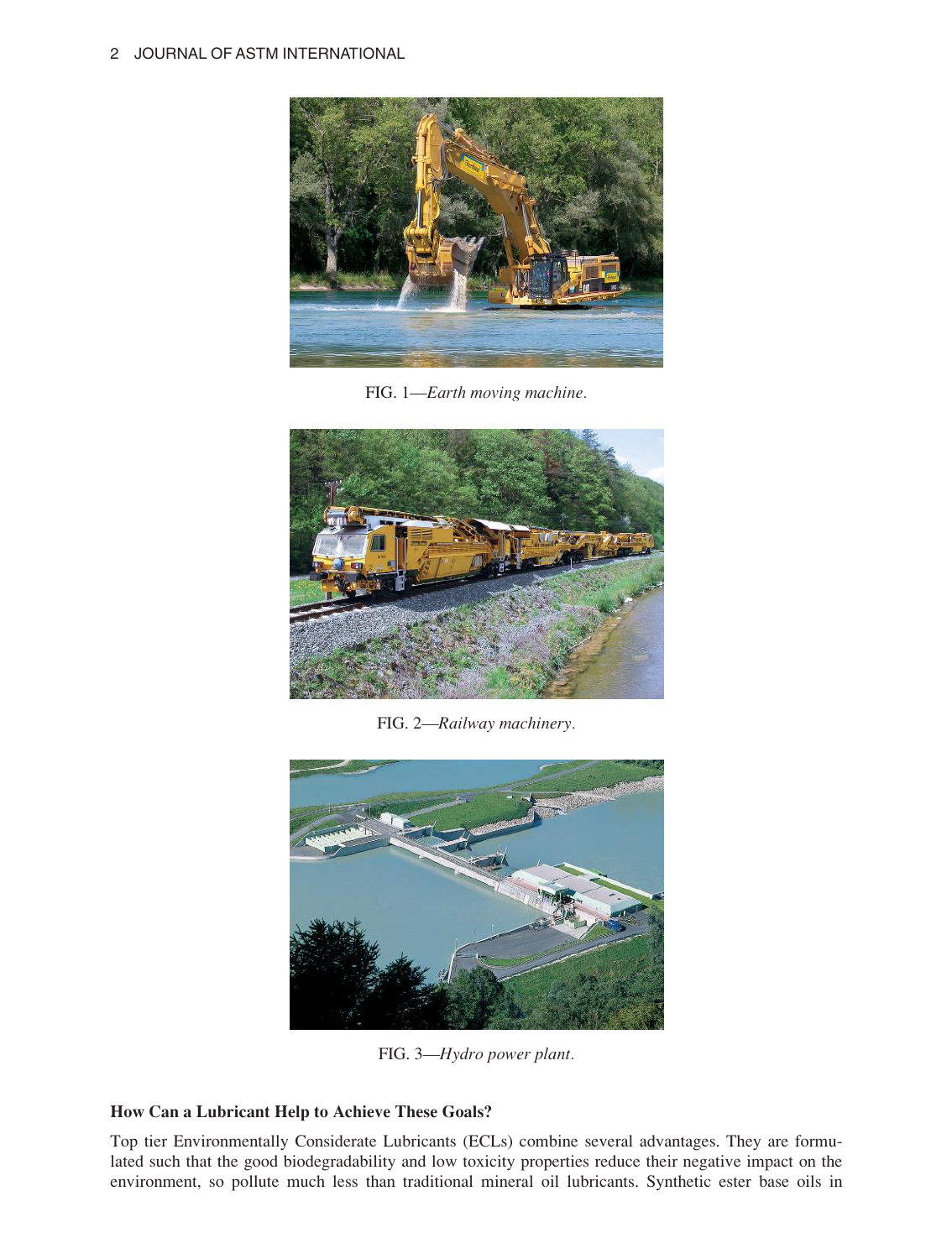FIG. 1—*Earth moving machine*.

FIG. 2—*Railway machinery*.

FIG. 3—*Hydro power plant*.

### How Can a Lubricant Help to Achieve These Goals?

Top tier Environmentally Considerate Lubricants (ECLs) combine several advantages. They are formulated such that the good biodegradability and low toxicity properties reduce their negative impact on the environment, so pollute much less than traditional mineral oil lubricants. Synthetic ester base oils in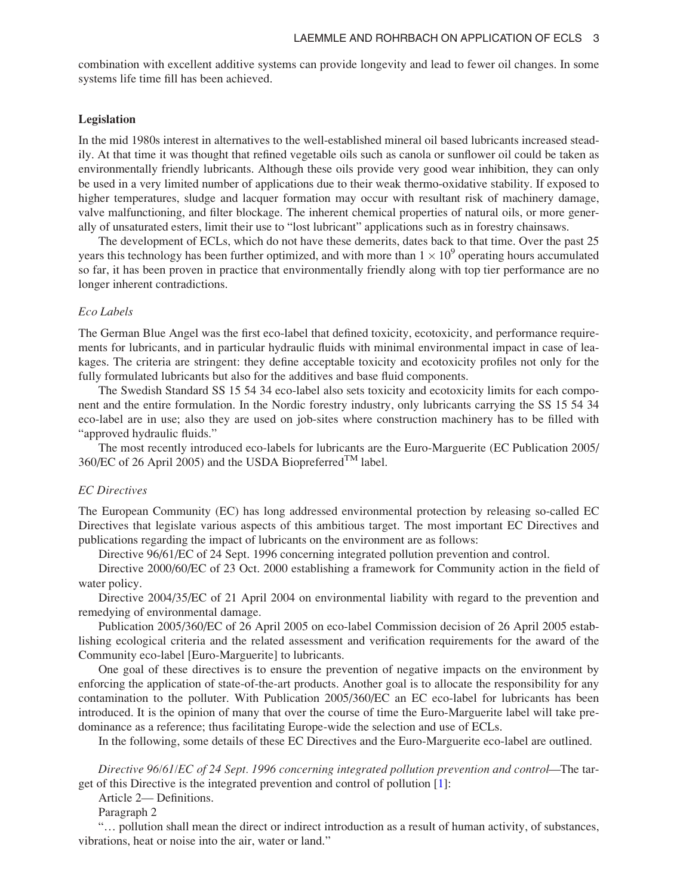combination with excellent additive systems can provide longevity and lead to fewer oil changes. In some systems life time fill has been achieved.

## Legislation

In the mid 1980s interest in alternatives to the well-established mineral oil based lubricants increased steadily. At that time it was thought that refined vegetable oils such as canola or sunflower oil could be taken as environmentally friendly lubricants. Although these oils provide very good wear inhibition, they can only be used in a very limited number of applications due to their weak thermo-oxidative stability. If exposed to higher temperatures, sludge and lacquer formation may occur with resultant risk of machinery damage, valve malfunctioning, and filter blockage. The inherent chemical properties of natural oils, or more generally of unsaturated esters, limit their use to "lost lubricant" applications such as in forestry chainsaws.

The development of ECLs, which do not have these demerits, dates back to that time. Over the past 25 years this technology has been further optimized, and with more than $1 \times 10^9$ operating hours accumulated so far, it has been proven in practice that environmentally friendly along with top tier performance are no longer inherent contradictions.

### *Eco Labels*

The German Blue Angel was the first eco-label that defined toxicity, ecotoxicity, and performance requirements for lubricants, and in particular hydraulic fluids with minimal environmental impact in case of leakages. The criteria are stringent: they define acceptable toxicity and ecotoxicity profiles not only for the fully formulated lubricants but also for the additives and base fluid components.

The Swedish Standard SS 15 54 34 eco-label also sets toxicity and ecotoxicity limits for each component and the entire formulation. In the Nordic forestry industry, only lubricants carrying the SS 15 54 34 eco-label are in use; also they are used on job-sites where construction machinery has to be filled with "approved hydraulic fluids."

The most recently introduced eco-labels for lubricants are the Euro-Marguerite (EC Publication 2005/360/EC of 26 April 2005) and the USDA Biopreferred™ label.

### *EC Directives*

The European Community (EC) has long addressed environmental protection by releasing so-called EC Directives that legislate various aspects of this ambitious target. The most important EC Directives and publications regarding the impact of lubricants on the environment are as follows:

Directive 96/61/EC of 24 Sept. 1996 concerning integrated pollution prevention and control.

Directive 2000/60/EC of 23 Oct. 2000 establishing a framework for Community action in the field of water policy.

Directive 2004/35/EC of 21 April 2004 on environmental liability with regard to the prevention and remedying of environmental damage.

Publication 2005/360/EC of 26 April 2005 on eco-label Commission decision of 26 April 2005 establishing ecological criteria and the related assessment and verification requirements for the award of the Community eco-label [Euro-Marguerite] to lubricants.

One goal of these directives is to ensure the prevention of negative impacts on the environment by enforcing the application of state-of-the-art products. Another goal is to allocate the responsibility for any contamination to the polluter. With Publication 2005/360/EC an EC eco-label for lubricants has been introduced. It is the opinion of many that over the course of time the Euro-Marguerite label will take predominance as a reference; thus facilitating Europe-wide the selection and use of ECLs.

In the following, some details of these EC Directives and the Euro-Marguerite eco-label are outlined.

*Directive 96/61/EC of 24 Sept. 1996 concerning integrated pollution prevention and control*—The target of this Directive is the integrated prevention and control of pollution [1]:

Article 2— Definitions.

Paragraph 2

"… pollution shall mean the direct or indirect introduction as a result of human activity, of substances, vibrations, heat or noise into the air, water or land."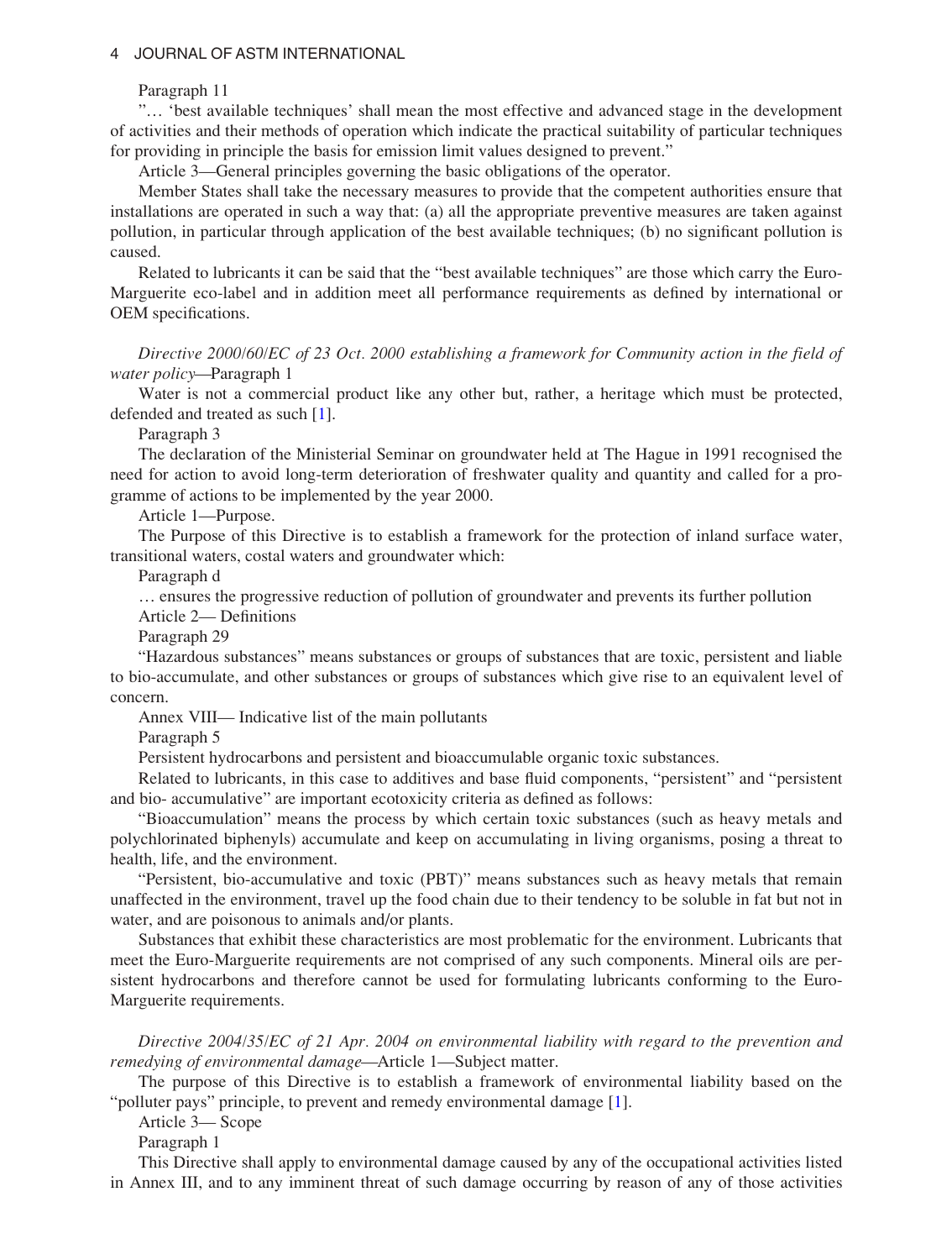Paragraph 11

"… 'best available techniques' shall mean the most effective and advanced stage in the development of activities and their methods of operation which indicate the practical suitability of particular techniques for providing in principle the basis for emission limit values designed to prevent."

Article 3—General principles governing the basic obligations of the operator.

Member States shall take the necessary measures to provide that the competent authorities ensure that installations are operated in such a way that: (a) all the appropriate preventive measures are taken against pollution, in particular through application of the best available techniques; (b) no significant pollution is caused.

Related to lubricants it can be said that the "best available techniques" are those which carry the Euro-Marguerite eco-label and in addition meet all performance requirements as defined by international or OEM specifications.

*Directive 2000/60/EC of 23 Oct. 2000 establishing a framework for Community action in the field of water policy*—Paragraph 1

Water is not a commercial product like any other but, rather, a heritage which must be protected, defended and treated as such [1].

Paragraph 3

The declaration of the Ministerial Seminar on groundwater held at The Hague in 1991 recognised the need for action to avoid long-term deterioration of freshwater quality and quantity and called for a programme of actions to be implemented by the year 2000.

Article 1—Purpose.

The Purpose of this Directive is to establish a framework for the protection of inland surface water, transitional waters, costal waters and groundwater which:

Paragraph d

… ensures the progressive reduction of pollution of groundwater and prevents its further pollution

Article 2— Definitions

Paragraph 29

"Hazardous substances" means substances or groups of substances that are toxic, persistent and liable to bio-accumulate, and other substances or groups of substances which give rise to an equivalent level of concern.

Annex VIII— Indicative list of the main pollutants

Paragraph 5

Persistent hydrocarbons and persistent and bioaccumulable organic toxic substances.

Related to lubricants, in this case to additives and base fluid components, "persistent" and "persistent and bio- accumulative" are important ecotoxicity criteria as defined as follows:

"Bioaccumulation" means the process by which certain toxic substances (such as heavy metals and polychlorinated biphenyls) accumulate and keep on accumulating in living organisms, posing a threat to health, life, and the environment.

"Persistent, bio-accumulative and toxic (PBT)" means substances such as heavy metals that remain unaffected in the environment, travel up the food chain due to their tendency to be soluble in fat but not in water, and are poisonous to animals and/or plants.

Substances that exhibit these characteristics are most problematic for the environment. Lubricants that meet the Euro-Marguerite requirements are not comprised of any such components. Mineral oils are persistent hydrocarbons and therefore cannot be used for formulating lubricants conforming to the Euro-Marguerite requirements.

*Directive 2004/35/EC of 21 Apr. 2004 on environmental liability with regard to the prevention and remedying of environmental damage*—Article 1—Subject matter.

The purpose of this Directive is to establish a framework of environmental liability based on the "polluter pays" principle, to prevent and remedy environmental damage [1].

Article 3— Scope

Paragraph 1

This Directive shall apply to environmental damage caused by any of the occupational activities listed in Annex III, and to any imminent threat of such damage occurring by reason of any of those activities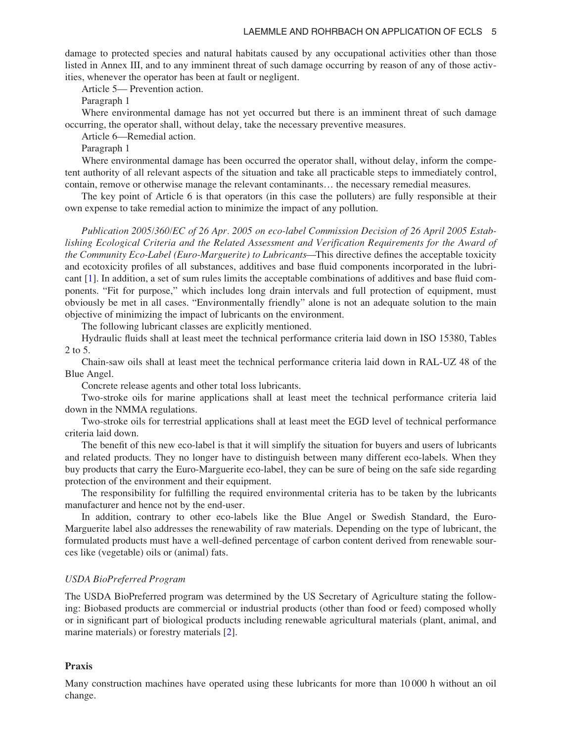damage to protected species and natural habitats caused by any occupational activities other than those listed in Annex III, and to any imminent threat of such damage occurring by reason of any of those activities, whenever the operator has been at fault or negligent.

Article 5— Prevention action.

Paragraph 1

Where environmental damage has not yet occurred but there is an imminent threat of such damage occurring, the operator shall, without delay, take the necessary preventive measures.

Article 6—Remedial action.

Paragraph 1

Where environmental damage has been occurred the operator shall, without delay, inform the competent authority of all relevant aspects of the situation and take all practicable steps to immediately control, contain, remove or otherwise manage the relevant contaminants… the necessary remedial measures.

The key point of Article 6 is that operators (in this case the polluters) are fully responsible at their own expense to take remedial action to minimize the impact of any pollution.

*Publication 2005/360/EC of 26 Apr. 2005 on eco-label Commission Decision of 26 April 2005 Establishing Ecological Criteria and the Related Assessment and Verification Requirements for the Award of the Community Eco-Label (Euro-Marguerite) to Lubricants*—This directive defines the acceptable toxicity and ecotoxicity profiles of all substances, additives and base fluid components incorporated in the lubricant [1]. In addition, a set of sum rules limits the acceptable combinations of additives and base fluid components. "Fit for purpose," which includes long drain intervals and full protection of equipment, must obviously be met in all cases. "Environmentally friendly" alone is not an adequate solution to the main objective of minimizing the impact of lubricants on the environment.

The following lubricant classes are explicitly mentioned.

Hydraulic fluids shall at least meet the technical performance criteria laid down in ISO 15380, Tables 2 to 5.

Chain-saw oils shall at least meet the technical performance criteria laid down in RAL-UZ 48 of the Blue Angel.

Concrete release agents and other total loss lubricants.

Two-stroke oils for marine applications shall at least meet the technical performance criteria laid down in the NMMA regulations.

Two-stroke oils for terrestrial applications shall at least meet the EGD level of technical performance criteria laid down.

The benefit of this new eco-label is that it will simplify the situation for buyers and users of lubricants and related products. They no longer have to distinguish between many different eco-labels. When they buy products that carry the Euro-Marguerite eco-label, they can be sure of being on the safe side regarding protection of the environment and their equipment.

The responsibility for fulfilling the required environmental criteria has to be taken by the lubricants manufacturer and hence not by the end-user.

In addition, contrary to other eco-labels like the Blue Angel or Swedish Standard, the Euro-Marguerite label also addresses the renewability of raw materials. Depending on the type of lubricant, the formulated products must have a well-defined percentage of carbon content derived from renewable sources like (vegetable) oils or (animal) fats.

### *USDA BioPreferred Program*

The USDA BioPreferred program was determined by the US Secretary of Agriculture stating the following: Biobased products are commercial or industrial products (other than food or feed) composed wholly or in significant part of biological products including renewable agricultural materials (plant, animal, and marine materials) or forestry materials [2].

## Praxis

Many construction machines have operated using these lubricants for more than 10 000 h without an oil change.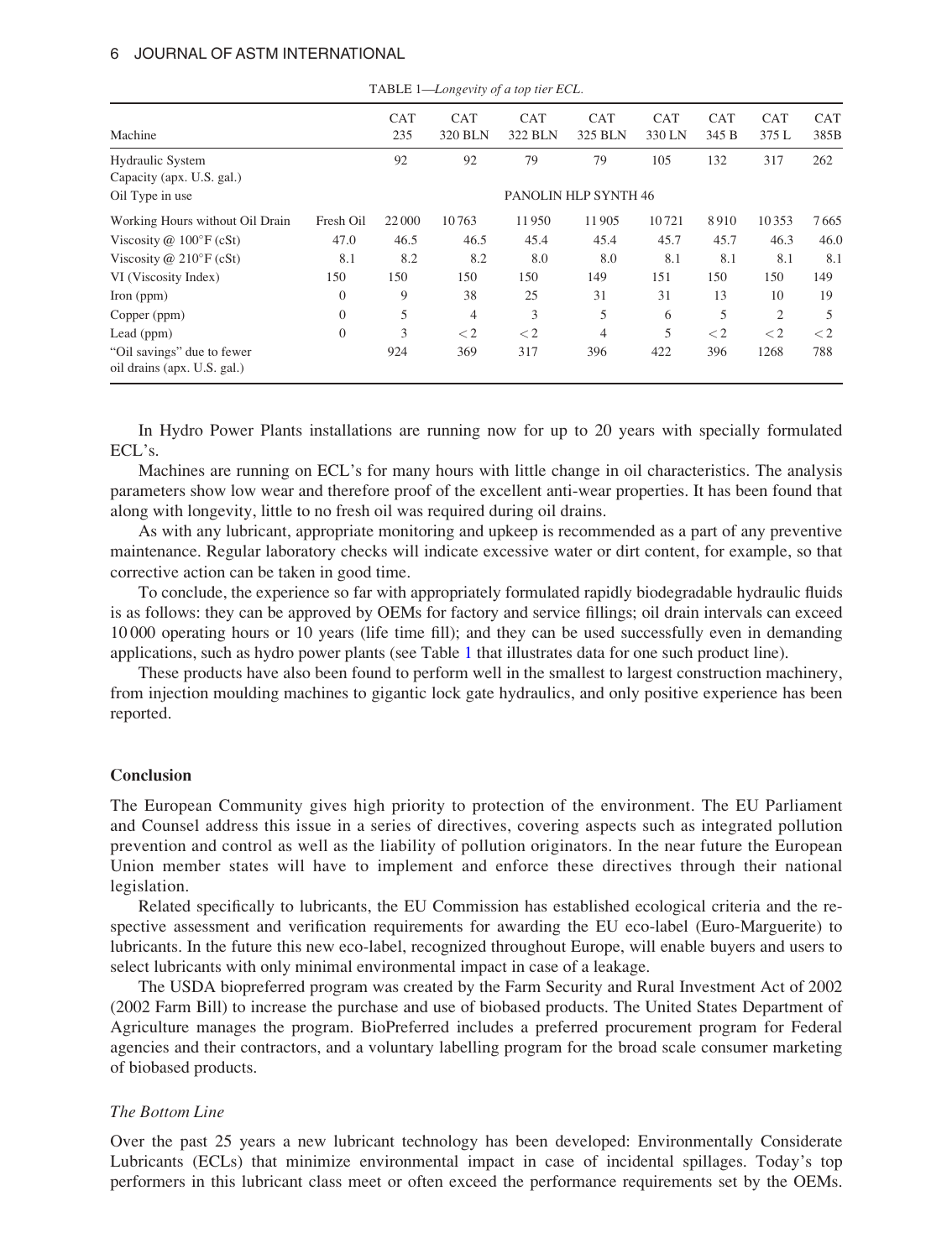TABLE 1—*Longevity of a top tier ECL.*

| Machine | | CAT 235 | CAT 320 BLN | CAT 322 BLN | CAT 325 BLN | CAT 330 LN | CAT 345 B | CAT 375 L | CAT 385B |
|---|---|---|---|---|---|---|---|---|---|
| Hydraulic System Capacity (apx. U.S. gal.) | | 92 | 92 | 79 | 79 | 105 | 132 | 317 | 262 |
| Oil Type in use | | PANOLIN HLP SYNTH 46 | | | | | | | |
| Working Hours without Oil Drain | Fresh Oil | 22 000 | 10 763 | 11 950 | 11 905 | 10 721 | 8910 | 10 353 | 7665 |
| Viscosity @ 100°F (cSt) | 47.0 | 46.5 | 46.5 | 45.4 | 45.4 | 45.7 | 45.7 | 46.3 | 46.0 |
| Viscosity @ 210°F (cSt) | 8.1 | 8.2 | 8.2 | 8.0 | 8.0 | 8.1 | 8.1 | 8.1 | 8.1 |
| VI (Viscosity Index) | 150 | 150 | 150 | 150 | 149 | 151 | 150 | 150 | 149 |
| Iron (ppm) | 0 | 9 | 38 | 25 | 31 | 31 | 13 | 10 | 19 |
| Copper (ppm) | 0 | 5 | 4 | 3 | 5 | 6 | 5 | 2 | 5 |
| Lead (ppm) | 0 | 3 | < 2 | < 2 | 4 | 5 | < 2 | < 2 | < 2 |
| "Oil savings" due to fewer oil drains (apx. U.S. gal.) | | 924 | 369 | 317 | 396 | 422 | 396 | 1268 | 788 |

In Hydro Power Plants installations are running now for up to 20 years with specially formulated ECL's.

Machines are running on ECL's for many hours with little change in oil characteristics. The analysis parameters show low wear and therefore proof of the excellent anti-wear properties. It has been found that along with longevity, little to no fresh oil was required during oil drains.

As with any lubricant, appropriate monitoring and upkeep is recommended as a part of any preventive maintenance. Regular laboratory checks will indicate excessive water or dirt content, for example, so that corrective action can be taken in good time.

To conclude, the experience so far with appropriately formulated rapidly biodegradable hydraulic fluids is as follows: they can be approved by OEMs for factory and service fillings; oil drain intervals can exceed 10 000 operating hours or 10 years (life time fill); and they can be used successfully even in demanding applications, such as hydro power plants (see Table 1 that illustrates data for one such product line).

These products have also been found to perform well in the smallest to largest construction machinery, from injection moulding machines to gigantic lock gate hydraulics, and only positive experience has been reported.

## Conclusion

The European Community gives high priority to protection of the environment. The EU Parliament and Counsel address this issue in a series of directives, covering aspects such as integrated pollution prevention and control as well as the liability of pollution originators. In the near future the European Union member states will have to implement and enforce these directives through their national legislation.

Related specifically to lubricants, the EU Commission has established ecological criteria and the respective assessment and verification requirements for awarding the EU eco-label (Euro-Marguerite) to lubricants. In the future this new eco-label, recognized throughout Europe, will enable buyers and users to select lubricants with only minimal environmental impact in case of a leakage.

The USDA biopreferred program was created by the Farm Security and Rural Investment Act of 2002 (2002 Farm Bill) to increase the purchase and use of biobased products. The United States Department of Agriculture manages the program. BioPreferred includes a preferred procurement program for Federal agencies and their contractors, and a voluntary labelling program for the broad scale consumer marketing of biobased products.

### *The Bottom Line*

Over the past 25 years a new lubricant technology has been developed: Environmentally Considerate Lubricants (ECLs) that minimize environmental impact in case of incidental spillages. Today's top performers in this lubricant class meet or often exceed the performance requirements set by the OEMs.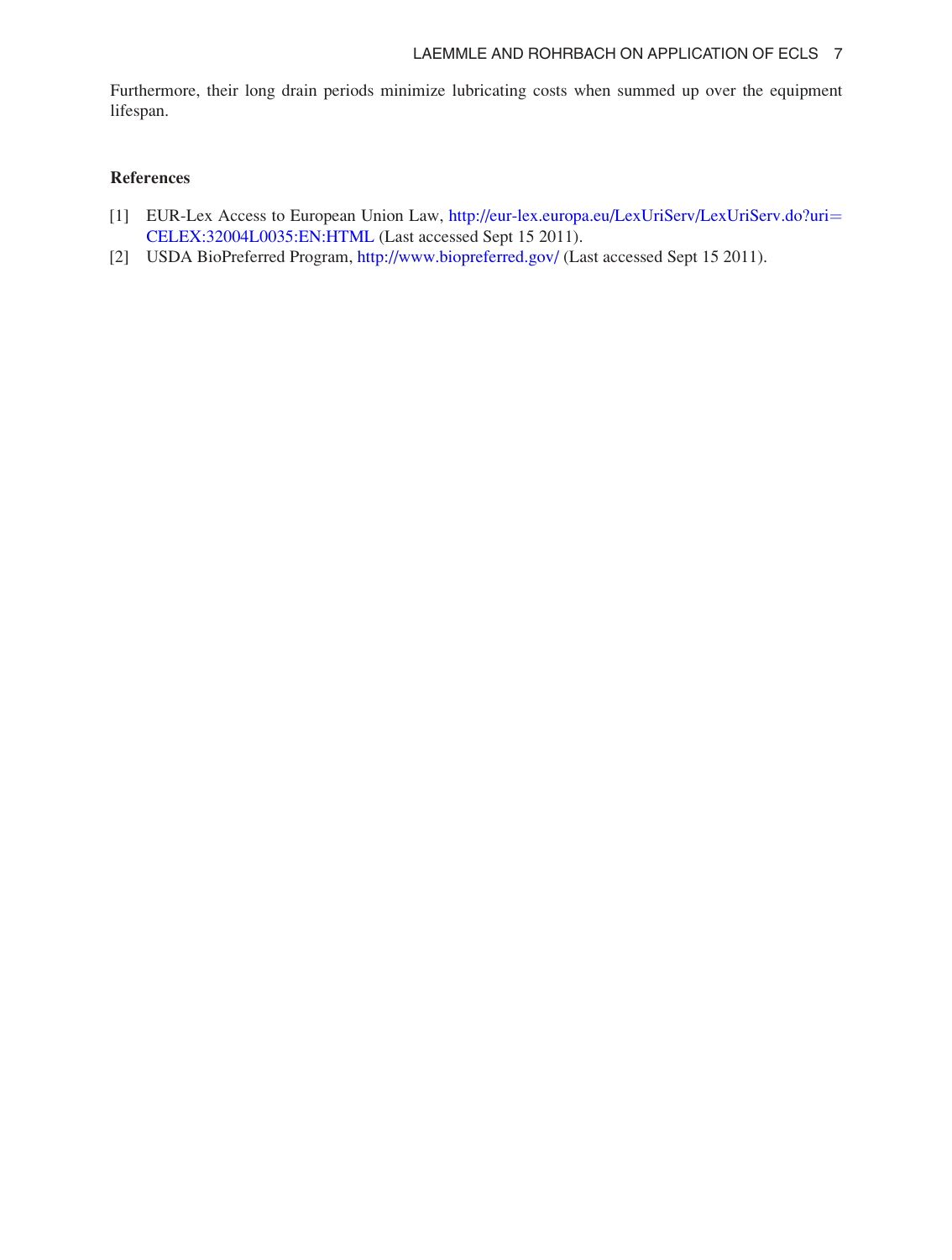Furthermore, their long drain periods minimize lubricating costs when summed up over the equipment lifespan.

## References

[1] EUR-Lex Access to European Union Law, http://eur-lex.europa.eu/LexUriServ/LexUriServ.do?uri=CELEX:32004L0035:EN:HTML (Last accessed Sept 15 2011).

[2] USDA BioPreferred Program, http://www.biopreferred.gov/ (Last accessed Sept 15 2011).